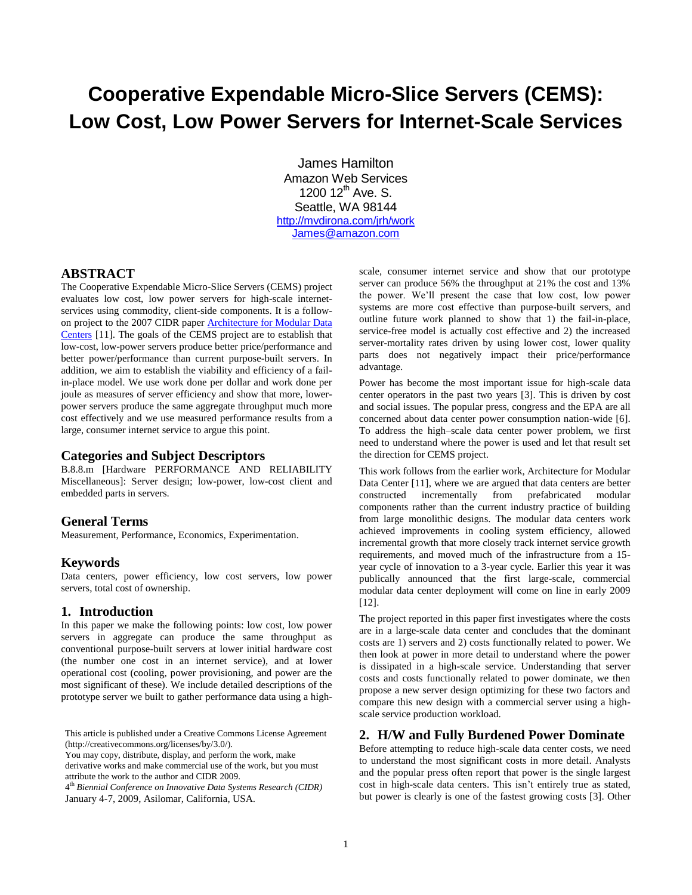# Cooperative Expendable Micro-Slice Servers (CEMS): Low Cost, Low Power Servers for Internet-Scale Services

James Hamilton
Amazon Web Services
1200 12th Ave. S.
Seattle, WA 98144
http://mvdirona.com/jrh/work
James@amazon.com

## ABSTRACT

The Cooperative Expendable Micro-Slice Servers (CEMS) project evaluates low cost, low power servers for high-scale internet-services using commodity, client-side components. It is a follow-on project to the 2007 CIDR paper Architecture for Modular Data Centers [11]. The goals of the CEMS project are to establish that low-cost, low-power servers produce better price/performance and better power/performance than current purpose-built servers. In addition, we aim to establish the viability and efficiency of a fail-in-place model. We use work done per dollar and work done per joule as measures of server efficiency and show that more, lower-power servers produce the same aggregate throughput much more cost effectively and we use measured performance results from a large, consumer internet service to argue this point.

### Categories and Subject Descriptors

B.8.8.m [Hardware PERFORMANCE AND RELIABILITY Miscellaneous]: Server design; low-power, low-cost client and embedded parts in servers.

### General Terms

Measurement, Performance, Economics, Experimentation.

### Keywords

Data centers, power efficiency, low cost servers, low power servers, total cost of ownership.

## 1. Introduction

In this paper we make the following points: low cost, low power servers in aggregate can produce the same throughput as conventional purpose-built servers at lower initial hardware cost (the number one cost in an internet service), and at lower operational cost (cooling, power provisioning, and power are the most significant of these). We include detailed descriptions of the prototype server we built to gather performance data using a high-scale, consumer internet service and show that our prototype server can produce 56% the throughput at 21% the cost and 13% the power. We'll present the case that low cost, low power systems are more cost effective than purpose-built servers, and outline future work planned to show that 1) the fail-in-place, service-free model is actually cost effective and 2) the increased server-mortality rates driven by using lower cost, lower quality parts does not negatively impact their price/performance advantage.

Power has become the most important issue for high-scale data center operators in the past two years [3]. This is driven by cost and social issues. The popular press, congress and the EPA are all concerned about data center power consumption nation-wide [6]. To address the high–scale data center power problem, we first need to understand where the power is used and let that result set the direction for CEMS project.

This work follows from the earlier work, Architecture for Modular Data Center [11], where we are argued that data centers are better constructed incrementally from prefabricated modular components rather than the current industry practice of building from large monolithic designs. The modular data centers work achieved improvements in cooling system efficiency, allowed incremental growth that more closely track internet service growth requirements, and moved much of the infrastructure from a 15-year cycle of innovation to a 3-year cycle. Earlier this year it was publically announced that the first large-scale, commercial modular data center deployment will come on line in early 2009 [12].

The project reported in this paper first investigates where the costs are in a large-scale data center and concludes that the dominant costs are 1) servers and 2) costs functionally related to power. We then look at power in more detail to understand where the power is dissipated in a high-scale service. Understanding that server costs and costs functionally related to power dominate, we then propose a new server design optimizing for these two factors and compare this new design with a commercial server using a high-scale service production workload.

## 2. H/W and Fully Burdened Power Dominate

Before attempting to reduce high-scale data center costs, we need to understand the most significant costs in more detail. Analysts and the popular press often report that power is the single largest cost in high-scale data centers. This isn't entirely true as stated, but power is clearly is one of the fastest growing costs [3]. Other

This article is published under a Creative Commons License Agreement (http://creativecommons.org/licenses/by/3.0/).
You may copy, distribute, display, and perform the work, make derivative works and make commercial use of the work, but you must attribute the work to the author and CIDR 2009.
4th *Biennial Conference on Innovative Data Systems Research (CIDR)* January 4-7, 2009, Asilomar, California, USA.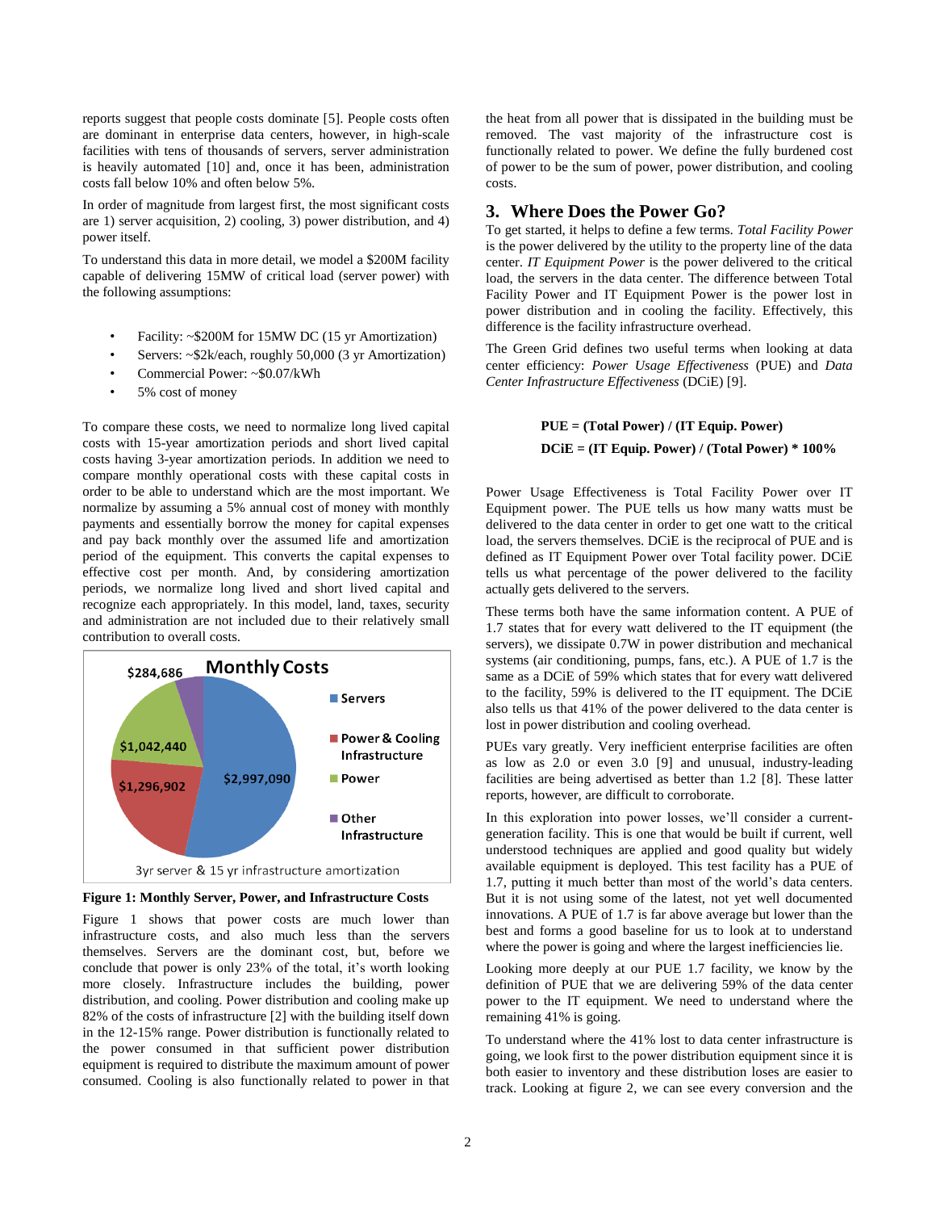reports suggest that people costs dominate [5]. People costs often are dominant in enterprise data centers, however, in high-scale facilities with tens of thousands of servers, server administration is heavily automated [10] and, once it has been, administration costs fall below 10% and often below 5%.

In order of magnitude from largest first, the most significant costs are 1) server acquisition, 2) cooling, 3) power distribution, and 4) power itself.

To understand this data in more detail, we model a $200M facility capable of delivering 15MW of critical load (server power) with the following assumptions:

- Facility: ~$200M for 15MW DC (15 yr Amortization)
- Servers: ~$2k/each, roughly 50,000 (3 yr Amortization)
- Commercial Power: ~$0.07/kWh
- 5% cost of money

To compare these costs, we need to normalize long lived capital costs with 15-year amortization periods and short lived capital costs having 3-year amortization periods. In addition we need to compare monthly operational costs with these capital costs in order to be able to understand which are the most important. We normalize by assuming a 5% annual cost of money with monthly payments and essentially borrow the money for capital expenses and pay back monthly over the assumed life and amortization period of the equipment. This converts the capital expenses to effective cost per month. And, by considering amortization periods, we normalize long lived and short lived capital and recognize each appropriately. In this model, land, taxes, security and administration are not included due to their relatively small contribution to overall costs.

**Monthly Costs**

| Category | Monthly Cost |
| --- | --- |
| Servers | $2,997,090 |
| Power & Cooling Infrastructure | $1,296,902 |
| Power | $1,042,440 |
| Other Infrastructure | $284,686 |

3yr server & 15 yr infrastructure amortization

**Figure 1: Monthly Server, Power, and Infrastructure Costs**

Figure 1 shows that power costs are much lower than infrastructure costs, and also much less than the servers themselves. Servers are the dominant cost, but, before we conclude that power is only 23% of the total, it's worth looking more closely. Infrastructure includes the building, power distribution, and cooling. Power distribution and cooling make up 82% of the costs of infrastructure [2] with the building itself down in the 12-15% range. Power distribution is functionally related to the power consumed in that sufficient power distribution equipment is required to distribute the maximum amount of power consumed. Cooling is also functionally related to power in that the heat from all power that is dissipated in the building must be removed. The vast majority of the infrastructure cost is functionally related to power. We define the fully burdened cost of power to be the sum of power, power distribution, and cooling costs.

## 3. Where Does the Power Go?

To get started, it helps to define a few terms. *Total Facility Power* is the power delivered by the utility to the property line of the data center. *IT Equipment Power* is the power delivered to the critical load, the servers in the data center. The difference between Total Facility Power and IT Equipment Power is the power lost in power distribution and in cooling the facility. Effectively, this difference is the facility infrastructure overhead.

The Green Grid defines two useful terms when looking at data center efficiency: *Power Usage Effectiveness* (PUE) and *Data Center Infrastructure Effectiveness* (DCiE) [9].

$$\textbf{PUE} = \textbf{(Total Power) / (IT Equip. Power)}$$

$$\textbf{DCiE} = \textbf{(IT Equip. Power) / (Total Power)} * \textbf{100\%}$$

Power Usage Effectiveness is Total Facility Power over IT Equipment power. The PUE tells us how many watts must be delivered to the data center in order to get one watt to the critical load, the servers themselves. DCiE is the reciprocal of PUE and is defined as IT Equipment Power over Total facility power. DCiE tells us what percentage of the power delivered to the facility actually gets delivered to the servers.

These terms both have the same information content. A PUE of 1.7 states that for every watt delivered to the IT equipment (the servers), we dissipate 0.7W in power distribution and mechanical systems (air conditioning, pumps, fans, etc.). A PUE of 1.7 is the same as a DCiE of 59% which states that for every watt delivered to the facility, 59% is delivered to the IT equipment. The DCiE also tells us that 41% of the power delivered to the data center is lost in power distribution and cooling overhead.

PUEs vary greatly. Very inefficient enterprise facilities are often as low as 2.0 or even 3.0 [9] and unusual, industry-leading facilities are being advertised as better than 1.2 [8]. These latter reports, however, are difficult to corroborate.

In this exploration into power losses, we'll consider a current-generation facility. This is one that would be built if current, well understood techniques are applied and good quality but widely available equipment is deployed. This test facility has a PUE of 1.7, putting it much better than most of the world's data centers. But it is not using some of the latest, not yet well documented innovations. A PUE of 1.7 is far above average but lower than the best and forms a good baseline for us to look at to understand where the power is going and where the largest inefficiencies lie.

Looking more deeply at our PUE 1.7 facility, we know by the definition of PUE that we are delivering 59% of the data center power to the IT equipment. We need to understand where the remaining 41% is going.

To understand where the 41% lost to data center infrastructure is going, we look first to the power distribution equipment since it is both easier to inventory and these distribution loses are easier to track. Looking at figure 2, we can see every conversion and the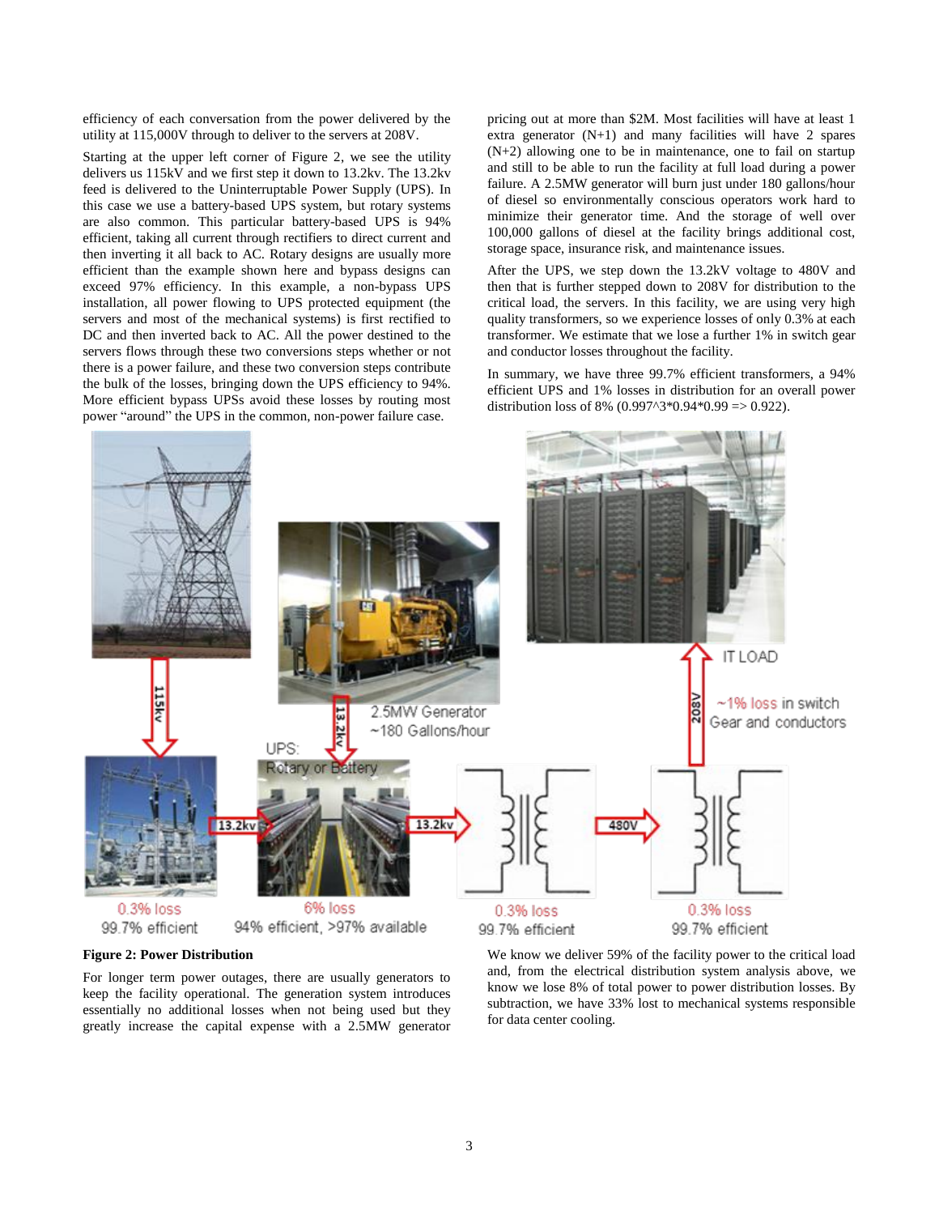efficiency of each conversation from the power delivered by the utility at 115,000V through to deliver to the servers at 208V.

Starting at the upper left corner of Figure 2, we see the utility delivers us 115kV and we first step it down to 13.2kv. The 13.2kv feed is delivered to the Uninterruptable Power Supply (UPS). In this case we use a battery-based UPS system, but rotary systems are also common. This particular battery-based UPS is 94% efficient, taking all current through rectifiers to direct current and then inverting it all back to AC. Rotary designs are usually more efficient than the example shown here and bypass designs can exceed 97% efficiency. In this example, a non-bypass UPS installation, all power flowing to UPS protected equipment (the servers and most of the mechanical systems) is first rectified to DC and then inverted back to AC. All the power destined to the servers flows through these two conversions steps whether or not there is a power failure, and these two conversion steps contribute the bulk of the losses, bringing down the UPS efficiency to 94%. More efficient bypass UPSs avoid these losses by routing most power "around" the UPS in the common, non-power failure case.

**Figure 2: Power Distribution**

For longer term power outages, there are usually generators to keep the facility operational. The generation system introduces essentially no additional losses when not being used but they greatly increase the capital expense with a 2.5MW generator pricing out at more than $2M. Most facilities will have at least 1 extra generator (N+1) and many facilities will have 2 spares (N+2) allowing one to be in maintenance, one to fail on startup and still to be able to run the facility at full load during a power failure. A 2.5MW generator will burn just under 180 gallons/hour of diesel so environmentally conscious operators work hard to minimize their generator time. And the storage of well over 100,000 gallons of diesel at the facility brings additional cost, storage space, insurance risk, and maintenance issues.

After the UPS, we step down the 13.2kV voltage to 480V and then that is further stepped down to 208V for distribution to the critical load, the servers. In this facility, we are using very high quality transformers, so we experience losses of only 0.3% at each transformer. We estimate that we lose a further 1% in switch gear and conductor losses throughout the facility.

In summary, we have three 99.7% efficient transformers, a 94% efficient UPS and 1% losses in distribution for an overall power distribution loss of 8% ($0.997^3 * 0.94 * 0.99 \Rightarrow 0.922$).

We know we deliver 59% of the facility power to the critical load and, from the electrical distribution system analysis above, we know we lose 8% of total power to power distribution losses. By subtraction, we have 33% lost to mechanical systems responsible for data center cooling.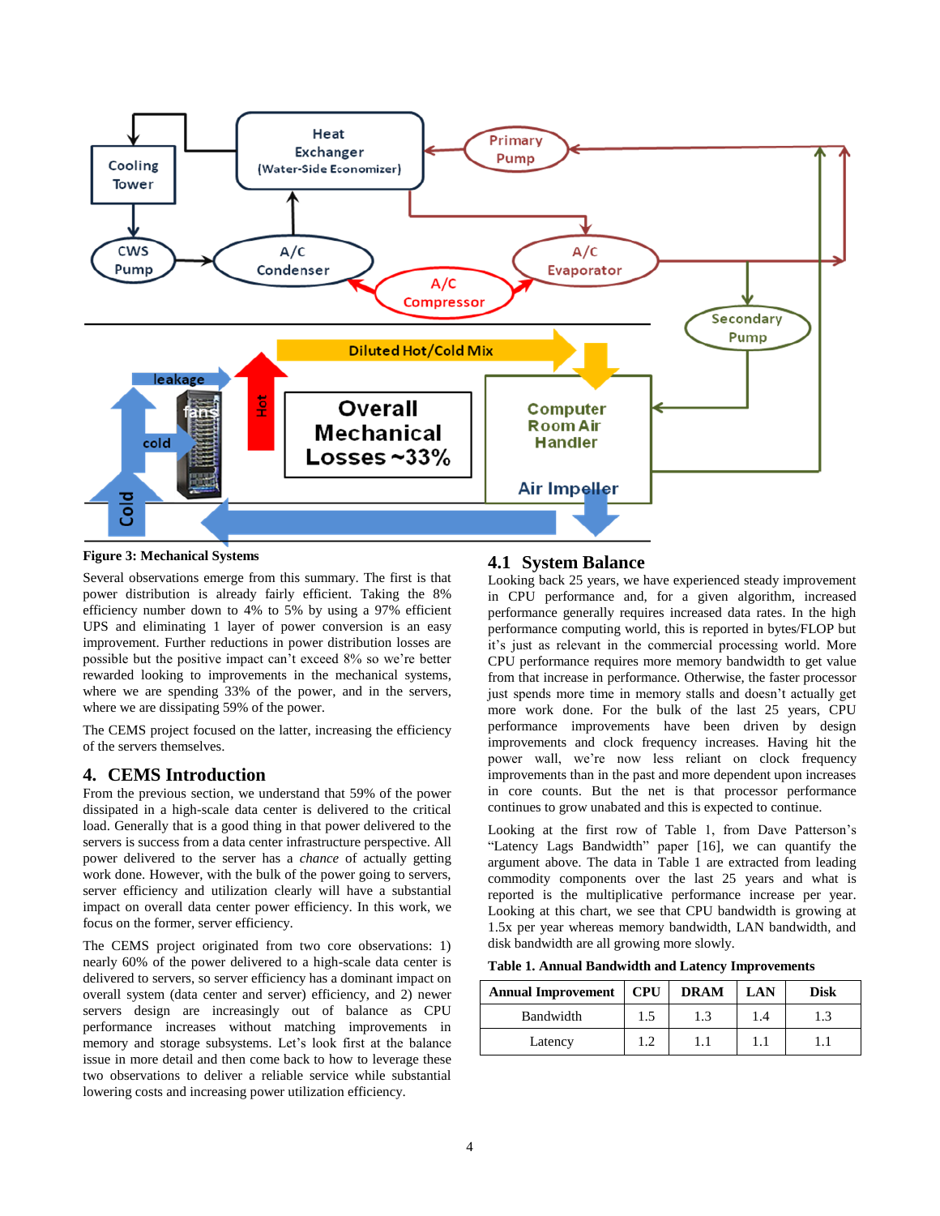**Figure 3: Mechanical Systems**

Several observations emerge from this summary. The first is that power distribution is already fairly efficient. Taking the 8% efficiency number down to 4% to 5% by using a 97% efficient UPS and eliminating 1 layer of power conversion is an easy improvement. Further reductions in power distribution losses are possible but the positive impact can't exceed 8% so we're better rewarded looking to improvements in the mechanical systems, where we are spending 33% of the power, and in the servers, where we are dissipating 59% of the power.

The CEMS project focused on the latter, increasing the efficiency of the servers themselves.

## 4. CEMS Introduction

From the previous section, we understand that 59% of the power dissipated in a high-scale data center is delivered to the critical load. Generally that is a good thing in that power delivered to the servers is success from a data center infrastructure perspective. All power delivered to the server has a *chance* of actually getting work done. However, with the bulk of the power going to servers, server efficiency and utilization clearly will have a substantial impact on overall data center power efficiency. In this work, we focus on the former, server efficiency.

The CEMS project originated from two core observations: 1) nearly 60% of the power delivered to a high-scale data center is delivered to servers, so server efficiency has a dominant impact on overall system (data center and server) efficiency, and 2) newer servers design are increasingly out of balance as CPU performance increases without matching improvements in memory and storage subsystems. Let's look first at the balance issue in more detail and then come back to how to leverage these two observations to deliver a reliable service while substantial lowering costs and increasing power utilization efficiency.

### 4.1 System Balance

Looking back 25 years, we have experienced steady improvement in CPU performance and, for a given algorithm, increased performance generally requires increased data rates. In the high performance computing world, this is reported in bytes/FLOP but it's just as relevant in the commercial processing world. More CPU performance requires more memory bandwidth to get value from that increase in performance. Otherwise, the faster processor just spends more time in memory stalls and doesn't actually get more work done. For the bulk of the last 25 years, CPU performance improvements have been driven by design improvements and clock frequency increases. Having hit the power wall, we're now less reliant on clock frequency improvements than in the past and more dependent upon increases in core counts. But the net is that processor performance continues to grow unabated and this is expected to continue.

Looking at the first row of Table 1, from Dave Patterson's "Latency Lags Bandwidth" paper [16], we can quantify the argument above. The data in Table 1 are extracted from leading commodity components over the last 25 years and what is reported is the multiplicative performance increase per year. Looking at this chart, we see that CPU bandwidth is growing at 1.5x per year whereas memory bandwidth, LAN bandwidth, and disk bandwidth are all growing more slowly.

**Table 1. Annual Bandwidth and Latency Improvements**

| Annual Improvement | CPU | DRAM | LAN | Disk |
|---|---|---|---|---|
| Bandwidth | 1.5 | 1.3 | 1.4 | 1.3 |
| Latency | 1.2 | 1.1 | 1.1 | 1.1 |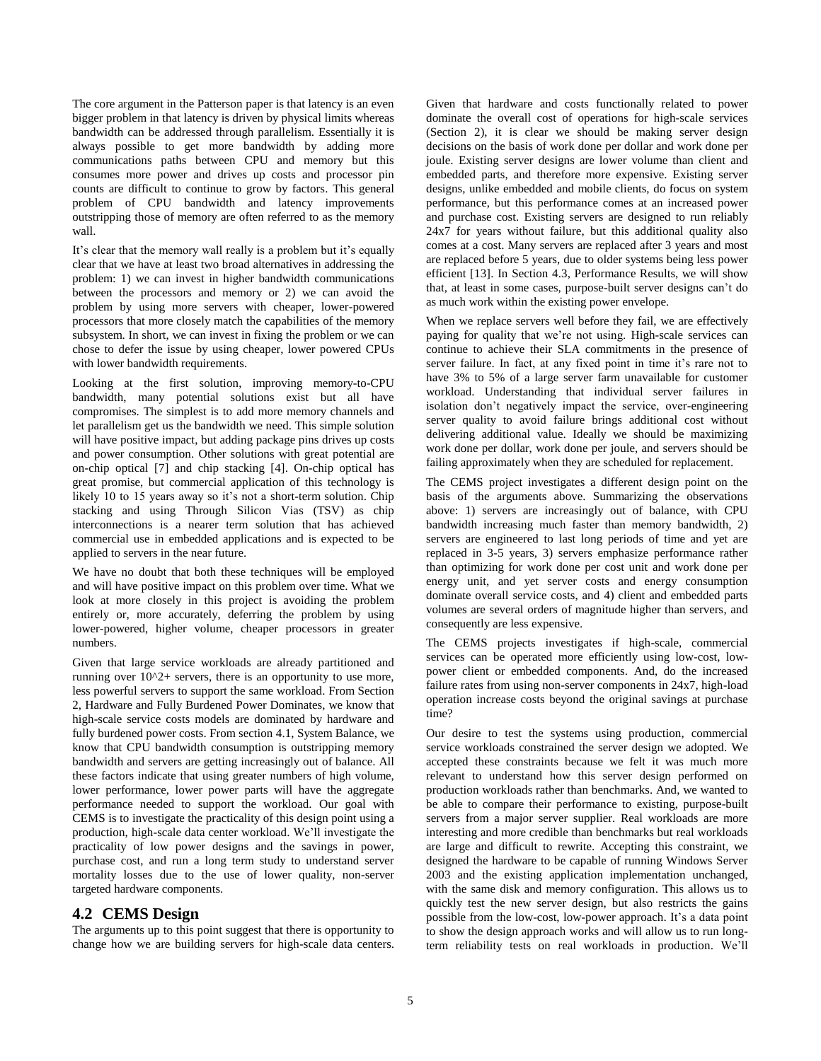The core argument in the Patterson paper is that latency is an even bigger problem in that latency is driven by physical limits whereas bandwidth can be addressed through parallelism. Essentially it is always possible to get more bandwidth by adding more communications paths between CPU and memory but this consumes more power and drives up costs and processor pin counts are difficult to continue to grow by factors. This general problem of CPU bandwidth and latency improvements outstripping those of memory are often referred to as the memory wall.

It's clear that the memory wall really is a problem but it's equally clear that we have at least two broad alternatives in addressing the problem: 1) we can invest in higher bandwidth communications between the processors and memory or 2) we can avoid the problem by using more servers with cheaper, lower-powered processors that more closely match the capabilities of the memory subsystem. In short, we can invest in fixing the problem or we can chose to defer the issue by using cheaper, lower powered CPUs with lower bandwidth requirements.

Looking at the first solution, improving memory-to-CPU bandwidth, many potential solutions exist but all have compromises. The simplest is to add more memory channels and let parallelism get us the bandwidth we need. This simple solution will have positive impact, but adding package pins drives up costs and power consumption. Other solutions with great potential are on-chip optical [7] and chip stacking [4]. On-chip optical has great promise, but commercial application of this technology is likely 10 to 15 years away so it's not a short-term solution. Chip stacking and using Through Silicon Vias (TSV) as chip interconnections is a nearer term solution that has achieved commercial use in embedded applications and is expected to be applied to servers in the near future.

We have no doubt that both these techniques will be employed and will have positive impact on this problem over time. What we look at more closely in this project is avoiding the problem entirely or, more accurately, deferring the problem by using lower-powered, higher volume, cheaper processors in greater numbers.

Given that large service workloads are already partitioned and running over 10^2+ servers, there is an opportunity to use more, less powerful servers to support the same workload. From Section 2, Hardware and Fully Burdened Power Dominates, we know that high-scale service costs models are dominated by hardware and fully burdened power costs. From section 4.1, System Balance, we know that CPU bandwidth consumption is outstripping memory bandwidth and servers are getting increasingly out of balance. All these factors indicate that using greater numbers of high volume, lower performance, lower power parts will have the aggregate performance needed to support the workload. Our goal with CEMS is to investigate the practicality of this design point using a production, high-scale data center workload. We'll investigate the practicality of low power designs and the savings in power, purchase cost, and run a long term study to understand server mortality losses due to the use of lower quality, non-server targeted hardware components.

## 4.2 CEMS Design

The arguments up to this point suggest that there is opportunity to change how we are building servers for high-scale data centers. Given that hardware and costs functionally related to power dominate the overall cost of operations for high-scale services (Section 2), it is clear we should be making server design decisions on the basis of work done per dollar and work done per joule. Existing server designs are lower volume than client and embedded parts, and therefore more expensive. Existing server designs, unlike embedded and mobile clients, do focus on system performance, but this performance comes at an increased power and purchase cost. Existing servers are designed to run reliably 24x7 for years without failure, but this additional quality also comes at a cost. Many servers are replaced after 3 years and most are replaced before 5 years, due to older systems being less power efficient [13]. In Section 4.3, Performance Results, we will show that, at least in some cases, purpose-built server designs can't do as much work within the existing power envelope.

When we replace servers well before they fail, we are effectively paying for quality that we're not using. High-scale services can continue to achieve their SLA commitments in the presence of server failure. In fact, at any fixed point in time it's rare not to have 3% to 5% of a large server farm unavailable for customer workload. Understanding that individual server failures in isolation don't negatively impact the service, over-engineering server quality to avoid failure brings additional cost without delivering additional value. Ideally we should be maximizing work done per dollar, work done per joule, and servers should be failing approximately when they are scheduled for replacement.

The CEMS project investigates a different design point on the basis of the arguments above. Summarizing the observations above: 1) servers are increasingly out of balance, with CPU bandwidth increasing much faster than memory bandwidth, 2) servers are engineered to last long periods of time and yet are replaced in 3-5 years, 3) servers emphasize performance rather than optimizing for work done per cost unit and work done per energy unit, and yet server costs and energy consumption dominate overall service costs, and 4) client and embedded parts volumes are several orders of magnitude higher than servers, and consequently are less expensive.

The CEMS projects investigates if high-scale, commercial services can be operated more efficiently using low-cost, low-power client or embedded components. And, do the increased failure rates from using non-server components in 24x7, high-load operation increase costs beyond the original savings at purchase time?

Our desire to test the systems using production, commercial service workloads constrained the server design we adopted. We accepted these constraints because we felt it was much more relevant to understand how this server design performed on production workloads rather than benchmarks. And, we wanted to be able to compare their performance to existing, purpose-built servers from a major server supplier. Real workloads are more interesting and more credible than benchmarks but real workloads are large and difficult to rewrite. Accepting this constraint, we designed the hardware to be capable of running Windows Server 2003 and the existing application implementation unchanged, with the same disk and memory configuration. This allows us to quickly test the new server design, but also restricts the gains possible from the low-cost, low-power approach. It's a data point to show the design approach works and will allow us to run long-term reliability tests on real workloads in production. We'll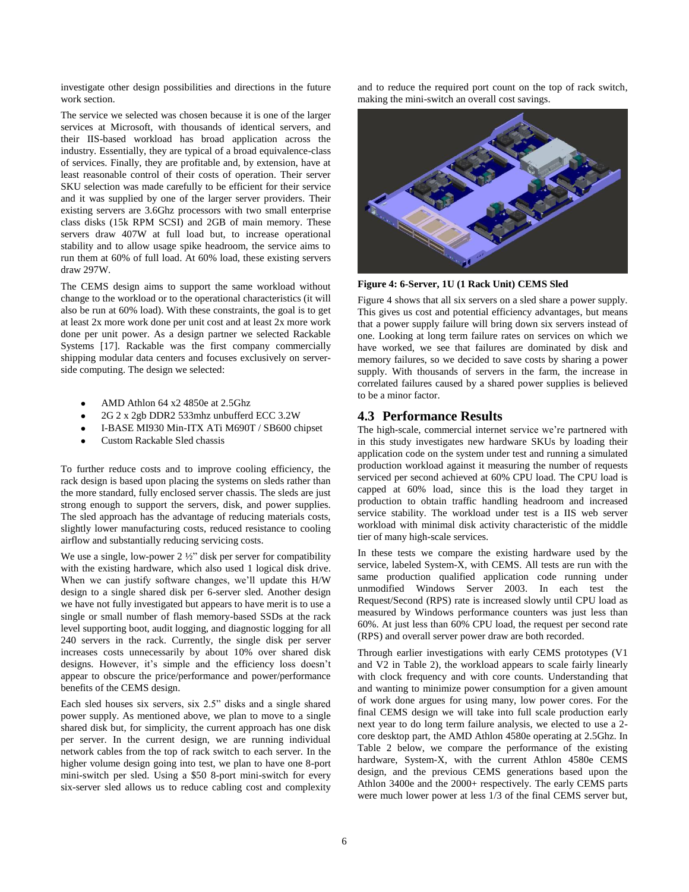investigate other design possibilities and directions in the future work section.

The service we selected was chosen because it is one of the larger services at Microsoft, with thousands of identical servers, and their IIS-based workload has broad application across the industry. Essentially, they are typical of a broad equivalence-class of services. Finally, they are profitable and, by extension, have at least reasonable control of their costs of operation. Their server SKU selection was made carefully to be efficient for their service and it was supplied by one of the larger server providers. Their existing servers are 3.6Ghz processors with two small enterprise class disks (15k RPM SCSI) and 2GB of main memory. These servers draw 407W at full load but, to increase operational stability and to allow usage spike headroom, the service aims to run them at 60% of full load. At 60% load, these existing servers draw 297W.

The CEMS design aims to support the same workload without change to the workload or to the operational characteristics (it will also be run at 60% load). With these constraints, the goal is to get at least 2x more work done per unit cost and at least 2x more work done per unit power. As a design partner we selected Rackable Systems [17]. Rackable was the first company commercially shipping modular data centers and focuses exclusively on server-side computing. The design we selected:

- AMD Athlon 64 x2 4850e at 2.5Ghz
- 2G 2 x 2gb DDR2 533mhz unbufferd ECC 3.2W
- I-BASE MI930 Min-ITX ATi M690T / SB600 chipset
- Custom Rackable Sled chassis

To further reduce costs and to improve cooling efficiency, the rack design is based upon placing the systems on sleds rather than the more standard, fully enclosed server chassis. The sleds are just strong enough to support the servers, disk, and power supplies. The sled approach has the advantage of reducing materials costs, slightly lower manufacturing costs, reduced resistance to cooling airflow and substantially reducing servicing costs.

We use a single, low-power 2 ½" disk per server for compatibility with the existing hardware, which also used 1 logical disk drive. When we can justify software changes, we'll update this H/W design to a single shared disk per 6-server sled. Another design we have not fully investigated but appears to have merit is to use a single or small number of flash memory-based SSDs at the rack level supporting boot, audit logging, and diagnostic logging for all 240 servers in the rack. Currently, the single disk per server increases costs unnecessarily by about 10% over shared disk designs. However, it's simple and the efficiency loss doesn't appear to obscure the price/performance and power/performance benefits of the CEMS design.

Each sled houses six servers, six 2.5" disks and a single shared power supply. As mentioned above, we plan to move to a single shared disk but, for simplicity, the current approach has one disk per server. In the current design, we are running individual network cables from the top of rack switch to each server. In the higher volume design going into test, we plan to have one 8-port mini-switch per sled. Using a $50 8-port mini-switch for every six-server sled allows us to reduce cabling cost and complexity and to reduce the required port count on the top of rack switch, making the mini-switch an overall cost savings.

**Figure 4: 6-Server, 1U (1 Rack Unit) CEMS Sled**

Figure 4 shows that all six servers on a sled share a power supply. This gives us cost and potential efficiency advantages, but means that a power supply failure will bring down six servers instead of one. Looking at long term failure rates on services on which we have worked, we see that failures are dominated by disk and memory failures, so we decided to save costs by sharing a power supply. With thousands of servers in the farm, the increase in correlated failures caused by a shared power supplies is believed to be a minor factor.

## 4.3 Performance Results

The high-scale, commercial internet service we're partnered with in this study investigates new hardware SKUs by loading their application code on the system under test and running a simulated production workload against it measuring the number of requests serviced per second achieved at 60% CPU load. The CPU load is capped at 60% load, since this is the load they target in production to obtain traffic handling headroom and increased service stability. The workload under test is a IIS web server workload with minimal disk activity characteristic of the middle tier of many high-scale services.

In these tests we compare the existing hardware used by the service, labeled System-X, with CEMS. All tests are run with the same production qualified application code running under unmodified Windows Server 2003. In each test the Request/Second (RPS) rate is increased slowly until CPU load as measured by Windows performance counters was just less than 60%. At just less than 60% CPU load, the request per second rate (RPS) and overall server power draw are both recorded.

Through earlier investigations with early CEMS prototypes (V1 and V2 in Table 2), the workload appears to scale fairly linearly with clock frequency and with core counts. Understanding that and wanting to minimize power consumption for a given amount of work done argues for using many, low power cores. For the final CEMS design we will take into full scale production early next year to do long term failure analysis, we elected to use a 2-core desktop part, the AMD Athlon 4580e operating at 2.5Ghz. In Table 2 below, we compare the performance of the existing hardware, System-X, with the current Athlon 4580e CEMS design, and the previous CEMS generations based upon the Athlon 3400e and the 2000+ respectively. The early CEMS parts were much lower power at less 1/3 of the final CEMS server but,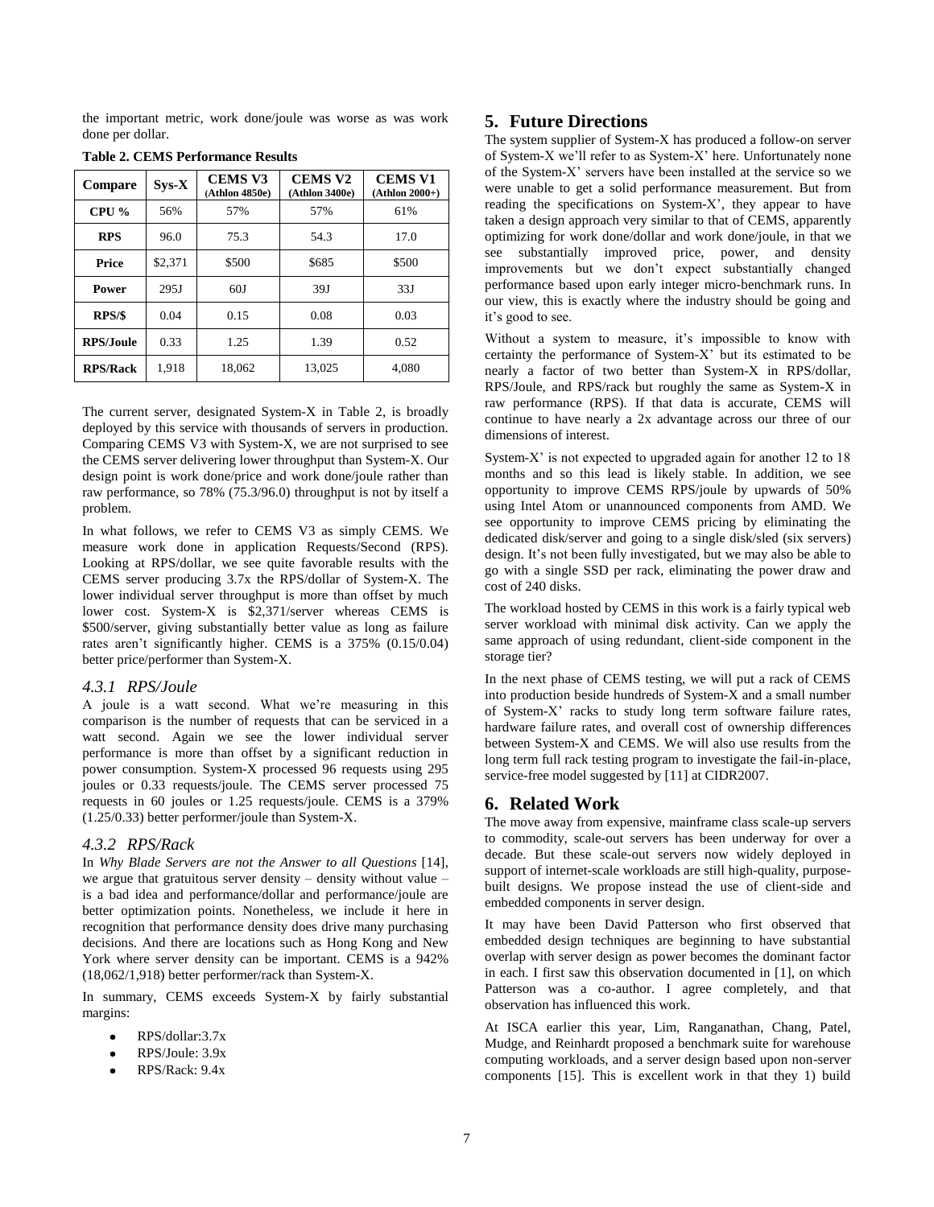the important metric, work done/joule was worse as was work done per dollar.

**Table 2. CEMS Performance Results**

| Compare | Sys-X | CEMS V3 (Athlon 4850e) | CEMS V2 (Athlon 3400e) | CEMS V1 (Athlon 2000+) |
|---|---|---|---|---|
| CPU % | 56% | 57% | 57% | 61% |
| RPS | 96.0 | 75.3 | 54.3 | 17.0 |
| Price | $2,371 | $500 | $685 | $500 |
| Power | 295J | 60J | 39J | 33J |
| RPS/$ | 0.04 | 0.15 | 0.08 | 0.03 |
| RPS/Joule | 0.33 | 1.25 | 1.39 | 0.52 |
| RPS/Rack | 1,918 | 18,062 | 13,025 | 4,080 |

The current server, designated System-X in Table 2, is broadly deployed by this service with thousands of servers in production. Comparing CEMS V3 with System-X, we are not surprised to see the CEMS server delivering lower throughput than System-X. Our design point is work done/price and work done/joule rather than raw performance, so 78% (75.3/96.0) throughput is not by itself a problem.

In what follows, we refer to CEMS V3 as simply CEMS. We measure work done in application Requests/Second (RPS). Looking at RPS/dollar, we see quite favorable results with the CEMS server producing 3.7x the RPS/dollar of System-X. The lower individual server throughput is more than offset by much lower cost. System-X is $2,371/server whereas CEMS is $500/server, giving substantially better value as long as failure rates aren't significantly higher. CEMS is a 375% (0.15/0.04) better price/performer than System-X.

### *4.3.1 RPS/Joule*

A joule is a watt second. What we're measuring in this comparison is the number of requests that can be serviced in a watt second. Again we see the lower individual server performance is more than offset by a significant reduction in power consumption. System-X processed 96 requests using 295 joules or 0.33 requests/joule. The CEMS server processed 75 requests in 60 joules or 1.25 requests/joule. CEMS is a 379% (1.25/0.33) better performer/joule than System-X.

### *4.3.2 RPS/Rack*

In *Why Blade Servers are not the Answer to all Questions* [14], we argue that gratuitous server density – density without value – is a bad idea and performance/dollar and performance/joule are better optimization points. Nonetheless, we include it here in recognition that performance density does drive many purchasing decisions. And there are locations such as Hong Kong and New York where server density can be important. CEMS is a 942% (18,062/1,918) better performer/rack than System-X.

In summary, CEMS exceeds System-X by fairly substantial margins:

- RPS/dollar:3.7x
- RPS/Joule: 3.9x
- RPS/Rack: 9.4x

## 5. Future Directions

The system supplier of System-X has produced a follow-on server of System-X we'll refer to as System-X' here. Unfortunately none of the System-X' servers have been installed at the service so we were unable to get a solid performance measurement. But from reading the specifications on System-X', they appear to have taken a design approach very similar to that of CEMS, apparently optimizing for work done/dollar and work done/joule, in that we see substantially improved price, power, and density improvements but we don't expect substantially changed performance based upon early integer micro-benchmark runs. In our view, this is exactly where the industry should be going and it's good to see.

Without a system to measure, it's impossible to know with certainty the performance of System-X' but its estimated to be nearly a factor of two better than System-X in RPS/dollar, RPS/Joule, and RPS/rack but roughly the same as System-X in raw performance (RPS). If that data is accurate, CEMS will continue to have nearly a 2x advantage across our three of our dimensions of interest.

System-X' is not expected to upgraded again for another 12 to 18 months and so this lead is likely stable. In addition, we see opportunity to improve CEMS RPS/joule by upwards of 50% using Intel Atom or unannounced components from AMD. We see opportunity to improve CEMS pricing by eliminating the dedicated disk/server and going to a single disk/sled (six servers) design. It's not been fully investigated, but we may also be able to go with a single SSD per rack, eliminating the power draw and cost of 240 disks.

The workload hosted by CEMS in this work is a fairly typical web server workload with minimal disk activity. Can we apply the same approach of using redundant, client-side component in the storage tier?

In the next phase of CEMS testing, we will put a rack of CEMS into production beside hundreds of System-X and a small number of System-X' racks to study long term software failure rates, hardware failure rates, and overall cost of ownership differences between System-X and CEMS. We will also use results from the long term full rack testing program to investigate the fail-in-place, service-free model suggested by [11] at CIDR2007.

## 6. Related Work

The move away from expensive, mainframe class scale-up servers to commodity, scale-out servers has been underway for over a decade. But these scale-out servers now widely deployed in support of internet-scale workloads are still high-quality, purpose-built designs. We propose instead the use of client-side and embedded components in server design.

It may have been David Patterson who first observed that embedded design techniques are beginning to have substantial overlap with server design as power becomes the dominant factor in each. I first saw this observation documented in [1], on which Patterson was a co-author. I agree completely, and that observation has influenced this work.

At ISCA earlier this year, Lim, Ranganathan, Chang, Patel, Mudge, and Reinhardt proposed a benchmark suite for warehouse computing workloads, and a server design based upon non-server components [15]. This is excellent work in that they 1) build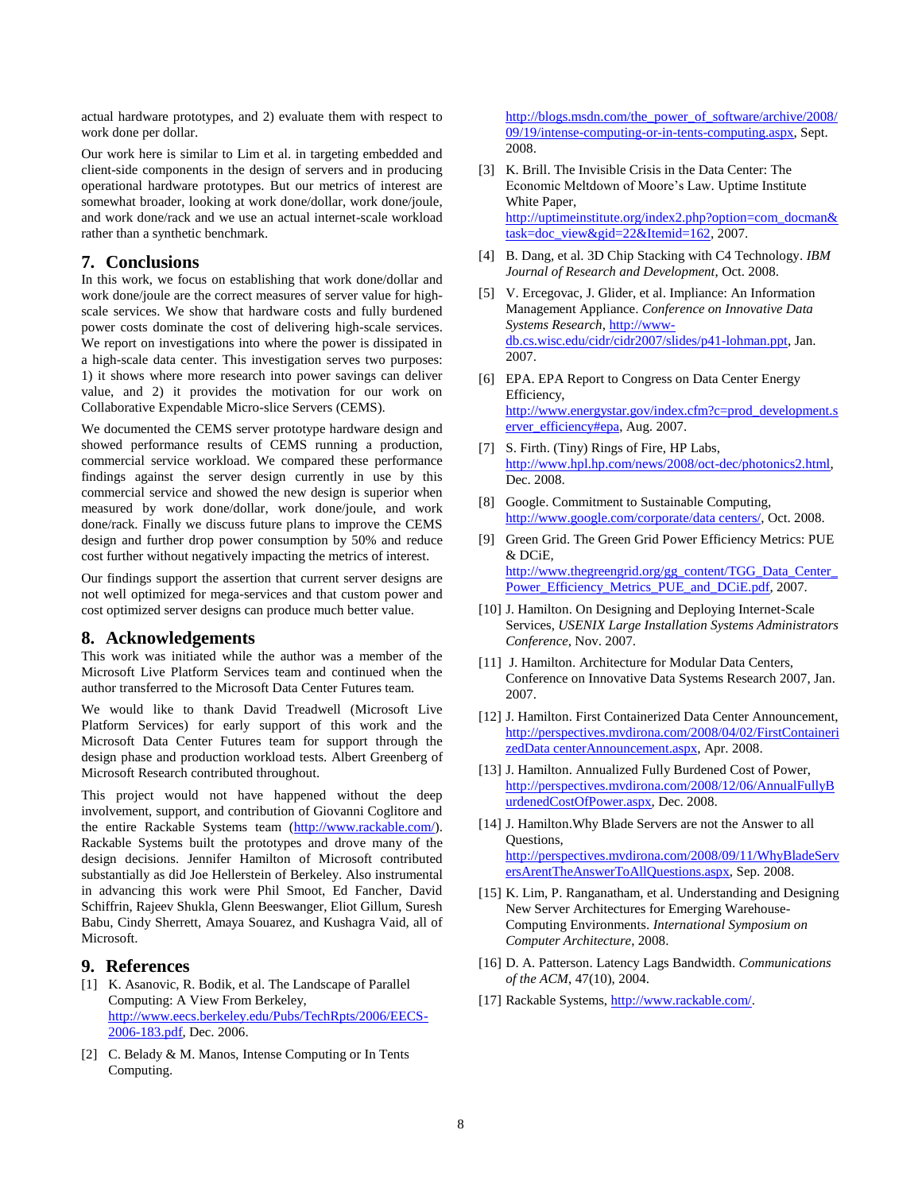actual hardware prototypes, and 2) evaluate them with respect to work done per dollar.

Our work here is similar to Lim et al. in targeting embedded and client-side components in the design of servers and in producing operational hardware prototypes. But our metrics of interest are somewhat broader, looking at work done/dollar, work done/joule, and work done/rack and we use an actual internet-scale workload rather than a synthetic benchmark.

## 7. Conclusions

In this work, we focus on establishing that work done/dollar and work done/joule are the correct measures of server value for high-scale services. We show that hardware costs and fully burdened power costs dominate the cost of delivering high-scale services. We report on investigations into where the power is dissipated in a high-scale data center. This investigation serves two purposes: 1) it shows where more research into power savings can deliver value, and 2) it provides the motivation for our work on Collaborative Expendable Micro-slice Servers (CEMS).

We documented the CEMS server prototype hardware design and showed performance results of CEMS running a production, commercial service workload. We compared these performance findings against the server design currently in use by this commercial service and showed the new design is superior when measured by work done/dollar, work done/joule, and work done/rack. Finally we discuss future plans to improve the CEMS design and further drop power consumption by 50% and reduce cost further without negatively impacting the metrics of interest.

Our findings support the assertion that current server designs are not well optimized for mega-services and that custom power and cost optimized server designs can produce much better value.

## 8. Acknowledgements

This work was initiated while the author was a member of the Microsoft Live Platform Services team and continued when the author transferred to the Microsoft Data Center Futures team.

We would like to thank David Treadwell (Microsoft Live Platform Services) for early support of this work and the Microsoft Data Center Futures team for support through the design phase and production workload tests. Albert Greenberg of Microsoft Research contributed throughout.

This project would not have happened without the deep involvement, support, and contribution of Giovanni Coglitore and the entire Rackable Systems team (http://www.rackable.com/). Rackable Systems built the prototypes and drove many of the design decisions. Jennifer Hamilton of Microsoft contributed substantially as did Joe Hellerstein of Berkeley. Also instrumental in advancing this work were Phil Smoot, Ed Fancher, David Schiffrin, Rajeev Shukla, Glenn Beeswanger, Eliot Gillum, Suresh Babu, Cindy Sherrett, Amaya Souarez, and Kushagra Vaid, all of Microsoft.

## 9. References

[1] K. Asanovic, R. Bodik, et al. The Landscape of Parallel Computing: A View From Berkeley, http://www.eecs.berkeley.edu/Pubs/TechRpts/2006/EECS-2006-183.pdf, Dec. 2006.

[2] C. Belady & M. Manos, Intense Computing or In Tents Computing. http://blogs.msdn.com/the_power_of_software/archive/2008/09/19/intense-computing-or-in-tents-computing.aspx, Sept. 2008.

[3] K. Brill. The Invisible Crisis in the Data Center: The Economic Meltdown of Moore's Law. Uptime Institute White Paper, http://uptimeinstitute.org/index2.php?option=com_docman&task=doc_view&gid=22&Itemid=162, 2007.

[4] B. Dang, et al. 3D Chip Stacking with C4 Technology. *IBM Journal of Research and Development*, Oct. 2008.

[5] V. Ercegovac, J. Glider, et al. Impliance: An Information Management Appliance. *Conference on Innovative Data Systems Research*, http://www-db.cs.wisc.edu/cidr/cidr2007/slides/p41-lohman.ppt, Jan. 2007.

[6] EPA. EPA Report to Congress on Data Center Energy Efficiency, http://www.energystar.gov/index.cfm?c=prod_development.server_efficiency#epa, Aug. 2007.

[7] S. Firth. (Tiny) Rings of Fire, HP Labs, http://www.hpl.hp.com/news/2008/oct-dec/photonics2.html, Dec. 2008.

[8] Google. Commitment to Sustainable Computing, http://www.google.com/corporate/data centers/, Oct. 2008.

[9] Green Grid. The Green Grid Power Efficiency Metrics: PUE & DCiE, http://www.thegreengrid.org/gg_content/TGG_Data_Center_Power_Efficiency_Metrics_PUE_and_DCiE.pdf, 2007.

[10] J. Hamilton. On Designing and Deploying Internet-Scale Services, *USENIX Large Installation Systems Administrators Conference*, Nov. 2007.

[11] J. Hamilton. Architecture for Modular Data Centers, Conference on Innovative Data Systems Research 2007, Jan. 2007.

[12] J. Hamilton. First Containerized Data Center Announcement, http://perspectives.mvdirona.com/2008/04/02/FirstContainerizedData centerAnnouncement.aspx, Apr. 2008.

[13] J. Hamilton. Annualized Fully Burdened Cost of Power, http://perspectives.mvdirona.com/2008/12/06/AnnualFullyBurdenedCostOfPower.aspx, Dec. 2008.

[14] J. Hamilton.Why Blade Servers are not the Answer to all Questions, http://perspectives.mvdirona.com/2008/09/11/WhyBladeServersArentTheAnswerToAllQuestions.aspx, Sep. 2008.

[15] K. Lim, P. Ranganathan, et al. Understanding and Designing New Server Architectures for Emerging Warehouse-Computing Environments. *International Symposium on Computer Architecture*, 2008.

[16] D. A. Patterson. Latency Lags Bandwidth. *Communications of the ACM*, 47(10), 2004.

[17] Rackable Systems, http://www.rackable.com/.